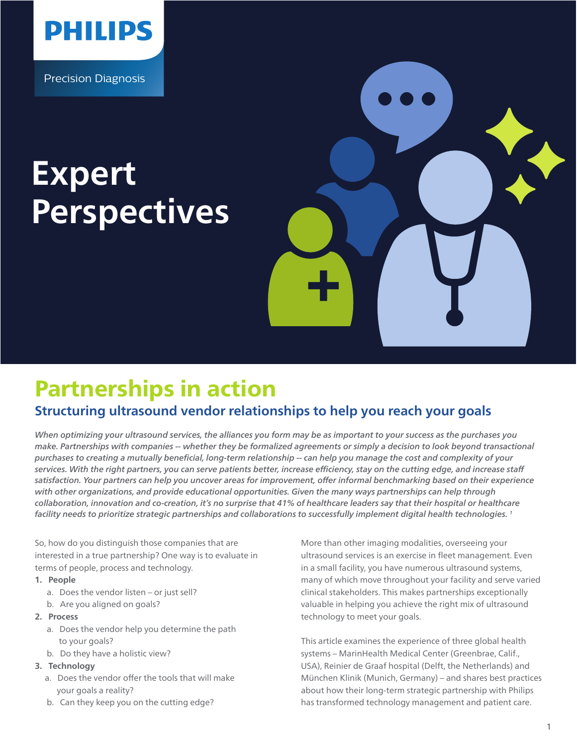PHILIPS

Precision Diagnosis

# Expert Perspectives

## Partnerships in action

### Structuring ultrasound vendor relationships to help you reach your goals

*When optimizing your ultrasound services, the alliances you form may be as important to your success as the purchases you make. Partnerships with companies -- whether they be formalized agreements or simply a decision to look beyond transactional purchases to creating a mutually beneficial, long-term relationship -- can help you manage the cost and complexity of your services. With the right partners, you can serve patients better, increase efficiency, stay on the cutting edge, and increase staff satisfaction. Your partners can help you uncover areas for improvement, offer informal benchmarking based on their experience with other organizations, and provide educational opportunities. Given the many ways partnerships can help through collaboration, innovation and co-creation, it's no surprise that 41% of healthcare leaders say that their hospital or healthcare facility needs to prioritize strategic partnerships and collaborations to successfully implement digital health technologies.* [1]

So, how do you distinguish those companies that are interested in a true partnership? One way is to evaluate in terms of people, process and technology.

1. **People**
   a. Does the vendor listen – or just sell?
   b. Are you aligned on goals?
2. **Process**
   a. Does the vendor help you determine the path to your goals?
   b. Do they have a holistic view?
3. **Technology**
   a. Does the vendor offer the tools that will make your goals a reality?
   b. Can they keep you on the cutting edge?

More than other imaging modalities, overseeing your ultrasound services is an exercise in fleet management. Even in a small facility, you have numerous ultrasound systems, many of which move throughout your facility and serve varied clinical stakeholders. This makes partnerships exceptionally valuable in helping you achieve the right mix of ultrasound technology to meet your goals.

This article examines the experience of three global health systems – MarinHealth Medical Center (Greenbrae, Calif., USA), Reinier de Graaf hospital (Delft, the Netherlands) and München Klinik (Munich, Germany) – and shares best practices about how their long-term strategic partnership with Philips has transformed technology management and patient care.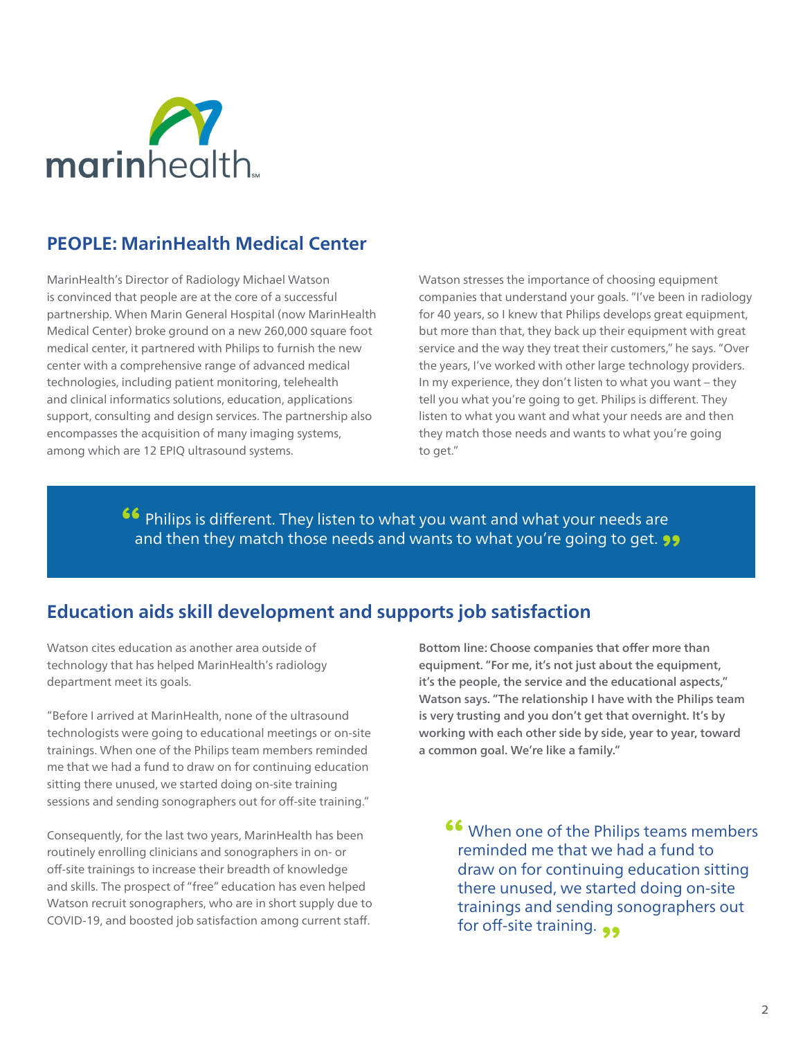marinhealth

## PEOPLE: MarinHealth Medical Center

MarinHealth's Director of Radiology Michael Watson is convinced that people are at the core of a successful partnership. When Marin General Hospital (now MarinHealth Medical Center) broke ground on a new 260,000 square foot medical center, it partnered with Philips to furnish the new center with a comprehensive range of advanced medical technologies, including patient monitoring, telehealth and clinical informatics solutions, education, applications support, consulting and design services. The partnership also encompasses the acquisition of many imaging systems, among which are 12 EPIQ ultrasound systems.

Watson stresses the importance of choosing equipment companies that understand your goals. "I've been in radiology for 40 years, so I knew that Philips develops great equipment, but more than that, they back up their equipment with great service and the way they treat their customers," he says. "Over the years, I've worked with other large technology providers. In my experience, they don't listen to what you want – they tell you what you're going to get. Philips is different. They listen to what you want and what your needs are and then they match those needs and wants to what you're going to get."

> "Philips is different. They listen to what you want and what your needs are and then they match those needs and wants to what you're going to get."

## Education aids skill development and supports job satisfaction

Watson cites education as another area outside of technology that has helped MarinHealth's radiology department meet its goals.

"Before I arrived at MarinHealth, none of the ultrasound technologists were going to educational meetings or on-site trainings. When one of the Philips team members reminded me that we had a fund to draw on for continuing education sitting there unused, we started doing on-site training sessions and sending sonographers out for off-site training."

Consequently, for the last two years, MarinHealth has been routinely enrolling clinicians and sonographers in on- or off-site trainings to increase their breadth of knowledge and skills. The prospect of "free" education has even helped Watson recruit sonographers, who are in short supply due to COVID-19, and boosted job satisfaction among current staff.

**Bottom line: Choose companies that offer more than equipment. "For me, it's not just about the equipment, it's the people, the service and the educational aspects," Watson says. "The relationship I have with the Philips team is very trusting and you don't get that overnight. It's by working with each other side by side, year to year, toward a common goal. We're like a family."**

> "When one of the Philips teams members reminded me that we had a fund to draw on for continuing education sitting there unused, we started doing on-site trainings and sending sonographers out for off-site training."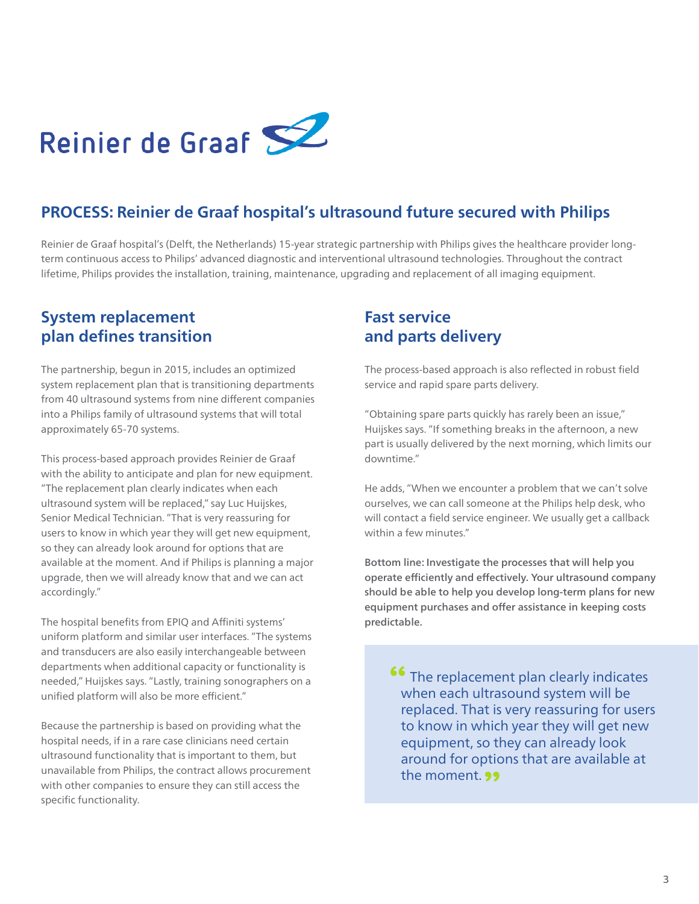Reinier de Graaf

## PROCESS: Reinier de Graaf hospital's ultrasound future secured with Philips

Reinier de Graaf hospital's (Delft, the Netherlands) 15-year strategic partnership with Philips gives the healthcare provider long-term continuous access to Philips' advanced diagnostic and interventional ultrasound technologies. Throughout the contract lifetime, Philips provides the installation, training, maintenance, upgrading and replacement of all imaging equipment.

### System replacement plan defines transition

The partnership, begun in 2015, includes an optimized system replacement plan that is transitioning departments from 40 ultrasound systems from nine different companies into a Philips family of ultrasound systems that will total approximately 65-70 systems.

This process-based approach provides Reinier de Graaf with the ability to anticipate and plan for new equipment. "The replacement plan clearly indicates when each ultrasound system will be replaced," say Luc Huijskes, Senior Medical Technician. "That is very reassuring for users to know in which year they will get new equipment, so they can already look around for options that are available at the moment. And if Philips is planning a major upgrade, then we will already know that and we can act accordingly."

The hospital benefits from EPIQ and Affiniti systems' uniform platform and similar user interfaces. "The systems and transducers are also easily interchangeable between departments when additional capacity or functionality is needed," Huijskes says. "Lastly, training sonographers on a unified platform will also be more efficient."

Because the partnership is based on providing what the hospital needs, if in a rare case clinicians need certain ultrasound functionality that is important to them, but unavailable from Philips, the contract allows procurement with other companies to ensure they can still access the specific functionality.

### Fast service and parts delivery

The process-based approach is also reflected in robust field service and rapid spare parts delivery.

"Obtaining spare parts quickly has rarely been an issue," Huijskes says. "If something breaks in the afternoon, a new part is usually delivered by the next morning, which limits our downtime."

He adds, "When we encounter a problem that we can't solve ourselves, we can call someone at the Philips help desk, who will contact a field service engineer. We usually get a callback within a few minutes."

**Bottom line: Investigate the processes that will help you operate efficiently and effectively. Your ultrasound company should be able to help you develop long-term plans for new equipment purchases and offer assistance in keeping costs predictable.**

> "The replacement plan clearly indicates when each ultrasound system will be replaced. That is very reassuring for users to know in which year they will get new equipment, so they can already look around for options that are available at the moment."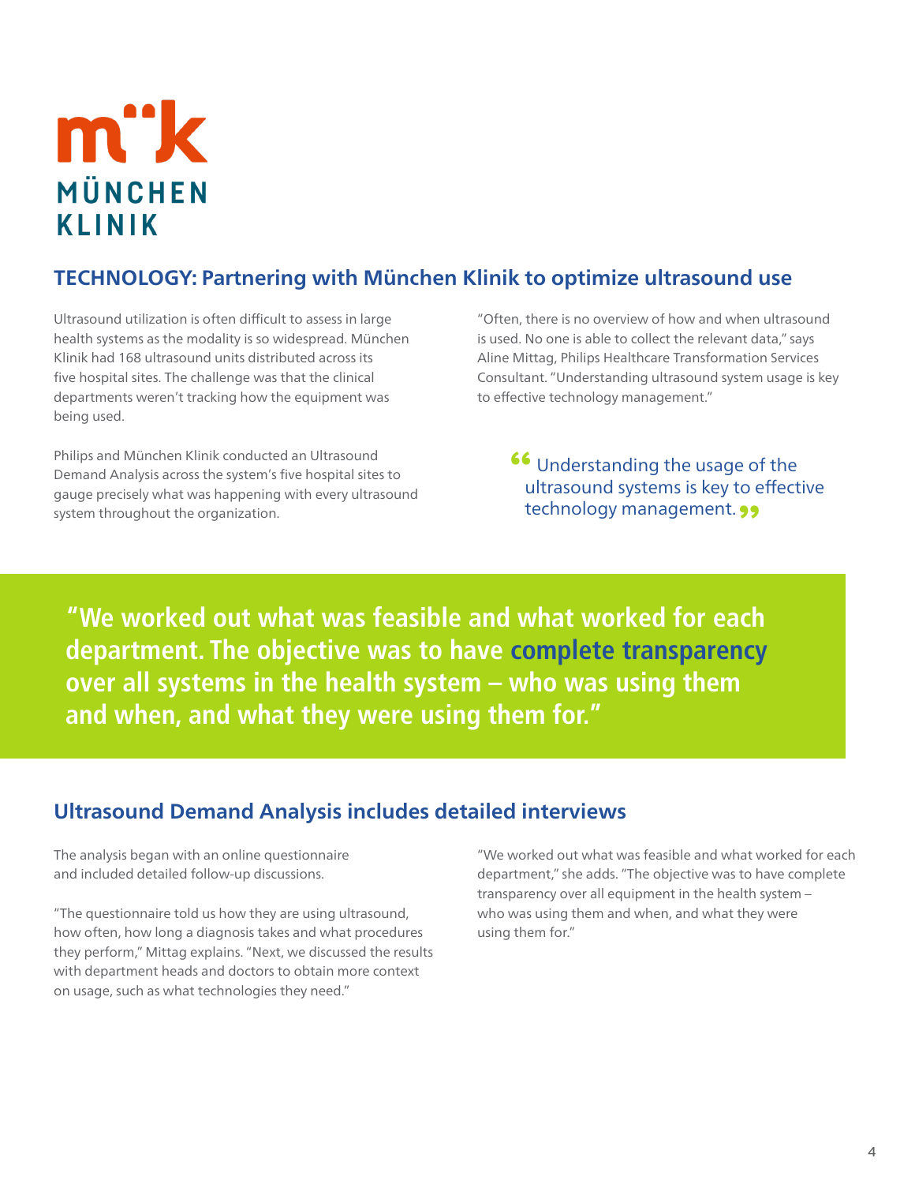m"k MÜNCHEN KLINIK

## TECHNOLOGY: Partnering with München Klinik to optimize ultrasound use

Ultrasound utilization is often difficult to assess in large health systems as the modality is so widespread. München Klinik had 168 ultrasound units distributed across its five hospital sites. The challenge was that the clinical departments weren't tracking how the equipment was being used.

Philips and München Klinik conducted an Ultrasound Demand Analysis across the system's five hospital sites to gauge precisely what was happening with every ultrasound system throughout the organization.

"Often, there is no overview of how and when ultrasound is used. No one is able to collect the relevant data," says Aline Mittag, Philips Healthcare Transformation Services Consultant. "Understanding ultrasound system usage is key to effective technology management."

> "Understanding the usage of the ultrasound systems is key to effective technology management."

> **"We worked out what was feasible and what worked for each department. The objective was to have complete transparency over all systems in the health system – who was using them and when, and what they were using them for."**

## Ultrasound Demand Analysis includes detailed interviews

The analysis began with an online questionnaire and included detailed follow-up discussions.

"The questionnaire told us how they are using ultrasound, how often, how long a diagnosis takes and what procedures they perform," Mittag explains. "Next, we discussed the results with department heads and doctors to obtain more context on usage, such as what technologies they need."

"We worked out what was feasible and what worked for each department," she adds. "The objective was to have complete transparency over all equipment in the health system – who was using them and when, and what they were using them for."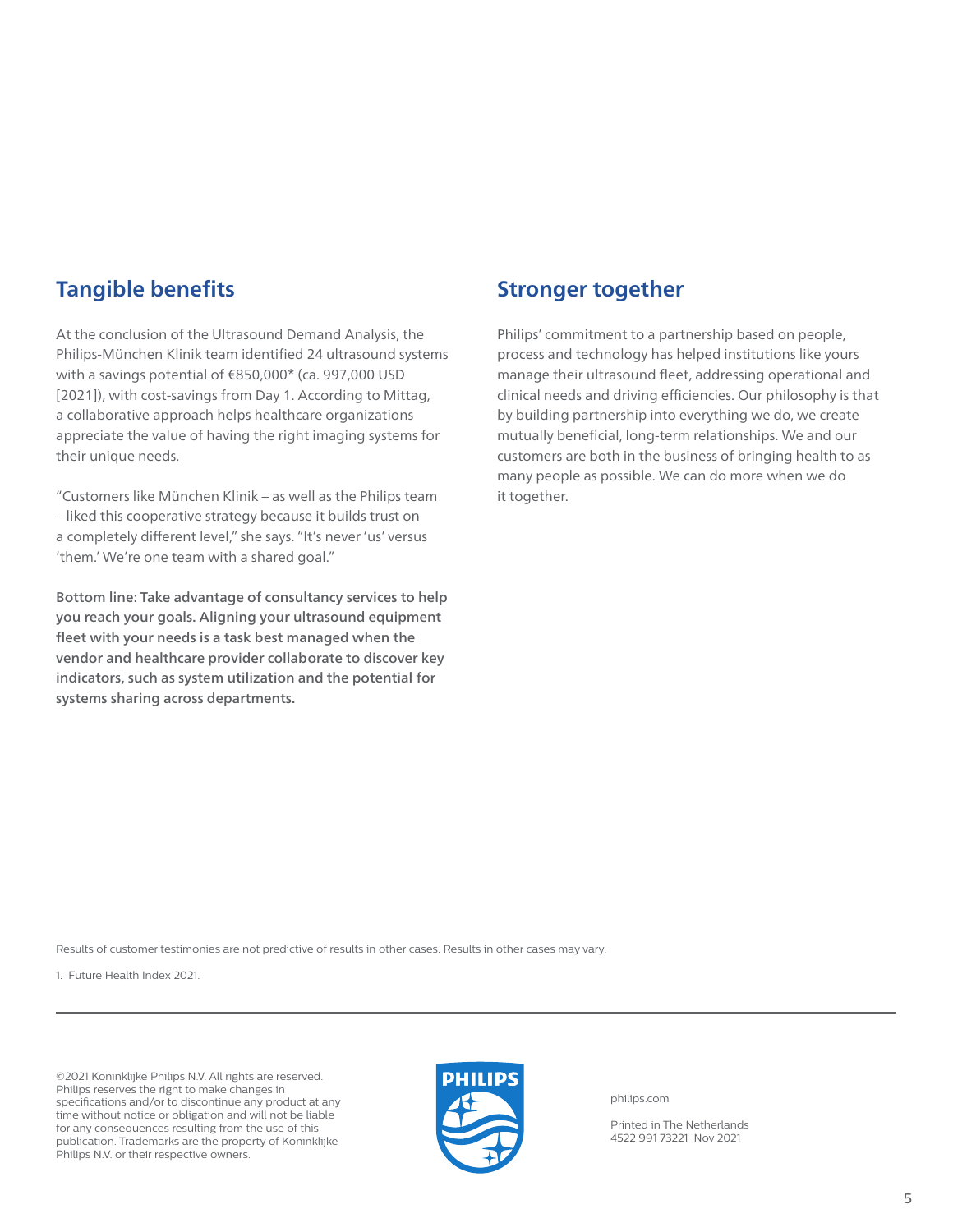## Tangible benefits

At the conclusion of the Ultrasound Demand Analysis, the Philips-München Klinik team identified 24 ultrasound systems with a savings potential of €850,000* (ca. 997,000 USD [2021]), with cost-savings from Day 1. According to Mittag, a collaborative approach helps healthcare organizations appreciate the value of having the right imaging systems for their unique needs.

"Customers like München Klinik – as well as the Philips team – liked this cooperative strategy because it builds trust on a completely different level," she says. "It's never 'us' versus 'them.' We're one team with a shared goal."

**Bottom line: Take advantage of consultancy services to help you reach your goals. Aligning your ultrasound equipment fleet with your needs is a task best managed when the vendor and healthcare provider collaborate to discover key indicators, such as system utilization and the potential for systems sharing across departments.**

## Stronger together

Philips' commitment to a partnership based on people, process and technology has helped institutions like yours manage their ultrasound fleet, addressing operational and clinical needs and driving efficiencies. Our philosophy is that by building partnership into everything we do, we create mutually beneficial, long-term relationships. We and our customers are both in the business of bringing health to as many people as possible. We can do more when we do it together.

Results of customer testimonies are not predictive of results in other cases. Results in other cases may vary.

1. Future Health Index 2021.

---

©2021 Koninklijke Philips N.V. All rights are reserved. Philips reserves the right to make changes in specifications and/or to discontinue any product at any time without notice or obligation and will not be liable for any consequences resulting from the use of this publication. Trademarks are the property of Koninklijke Philips N.V. or their respective owners.

PHILIPS

philips.com

Printed in The Netherlands
4522 991 73221 Nov 2021